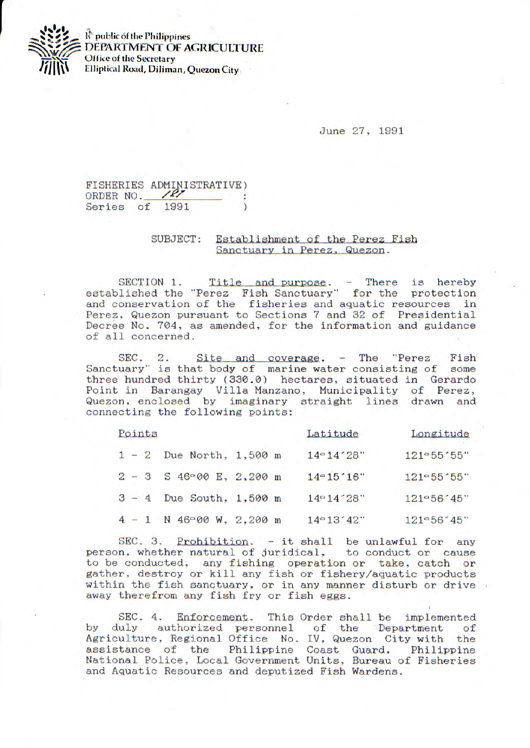Republic of the Philippines
**DEPARTMENT OF AGRICULTURE**
Office of the Secretary
Elliptical Road, Diliman, Quezon City

June 27, 1991

FISHERIES ADMINISTRATIVE)
ORDER NO. 181 :
Series of 1991 )

SUBJECT: Establishment of the Perez Fish Sanctuary in Perez, Quezon.

SECTION 1. Title and purpose. - There is hereby established the "Perez Fish Sanctuary" for the protection and conservation of the fisheries and aquatic resources in Perez, Quezon pursuant to Sections 7 and 32 of Presidential Decree No. 704, as amended, for the information and guidance of all concerned.

SEC. 2. Site and coverage. - The "Perez Fish Sanctuary" is that body of marine water consisting of some three hundred thirty (330.0) hectares, situated in Gerardo Point in Barangay Villa Manzano, Municipality of Perez, Quezon, enclosed by imaginary straight lines drawn and connecting the following points:

| Points | Latitude | Longitude |
|---|---|---|
| 1 - 2 Due North, 1,500 m | 14°14'28" | 121°55'55" |
| 2 - 3 S 46°00 E, 2,200 m | 14°15'16" | 121°55'55" |
| 3 - 4 Due South, 1,500 m | 14°14'28" | 121°56'45" |
| 4 - 1 N 46°00 W, 2,200 m | 14°13'42" | 121°56'45" |

SEC. 3. Prohibition. - it shall be unlawful for any person, whether natural of juridical, to conduct or cause to be conducted, any fishing operation or take, catch or gather, destroy or kill any fish or fishery/aquatic products within the fish sanctuary, or in any manner disturb or drive away therefrom any fish fry or fish eggs.

SEC. 4. Enforcement. This Order shall be implemented by duly authorized personnel of the Department of Agriculture, Regional Office No. IV, Quezon City with the assistance of the Philippine Coast Guard, Philippine National Police, Local Government Units, Bureau of Fisheries and Aquatic Resources and deputized Fish Wardens.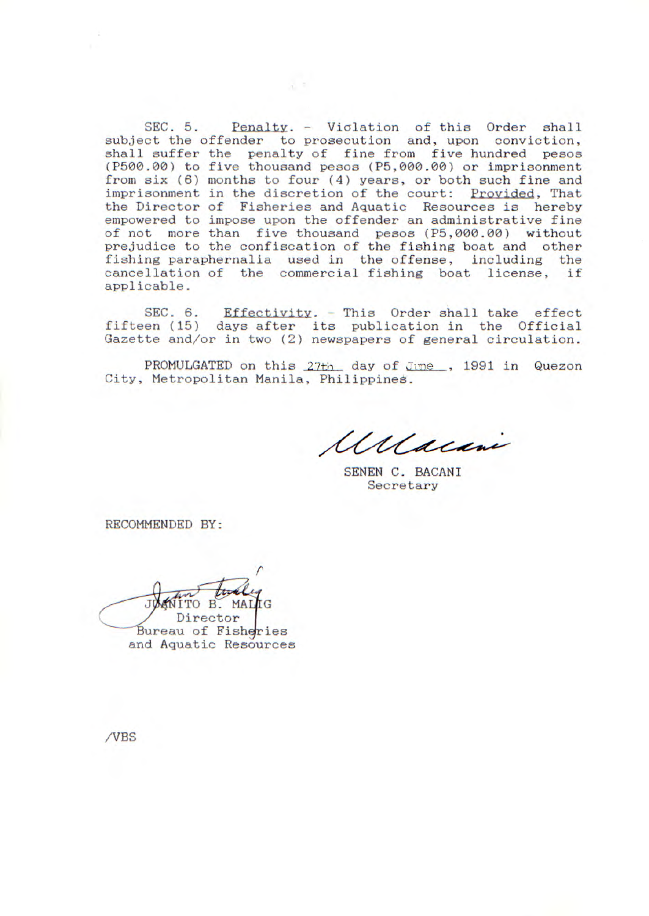SEC. 5. Penalty. - Violation of this Order shall subject the offender to prosecution and, upon conviction, shall suffer the penalty of fine from five hundred pesos (P500.00) to five thousand pesos (P5,000.00) or imprisonment from six (6) months to four (4) years, or both such fine and imprisonment in the discretion of the court: Provided, That the Director of Fisheries and Aquatic Resources is hereby empowered to impose upon the offender an administrative fine of not more than five thousand pesos (P5,000.00) without prejudice to the confiscation of the fishing boat and other fishing paraphernalia used in the offense, including the cancellation of the commercial fishing boat license, if applicable.

SEC. 6. Effectivity. - This Order shall take effect fifteen (15) days after its publication in the Official Gazette and/or in two (2) newspapers of general circulation.

PROMULGATED on this 27th day of June, 1991 in Quezon City, Metropolitan Manila, Philippines.

SENEN C. BACANI
Secretary

RECOMMENDED BY:

JUANITO B. MALIG
Director
Bureau of Fisheries
and Aquatic Resources

/VBS